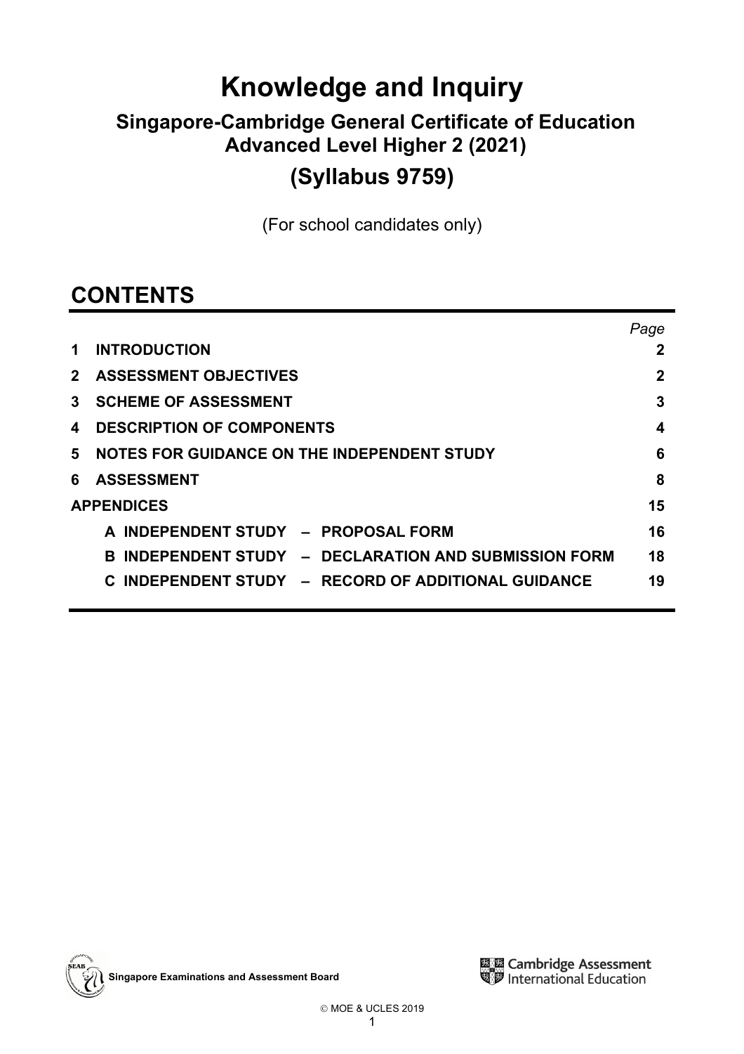# Knowledge and Inquiry

## Singapore-Cambridge General Certificate of Education Advanced Level Higher 2 (2021)

## (Syllabus 9759)

(For school candidates only)

## CONTENTS

| | | *Page* |
|---|---|---|
| **1** | **INTRODUCTION** | **2** |
| **2** | **ASSESSMENT OBJECTIVES** | **2** |
| **3** | **SCHEME OF ASSESSMENT** | **3** |
| **4** | **DESCRIPTION OF COMPONENTS** | **4** |
| **5** | **NOTES FOR GUIDANCE ON THE INDEPENDENT STUDY** | **6** |
| **6** | **ASSESSMENT** | **8** |
| **APPENDICES** | | **15** |
| | **A INDEPENDENT STUDY – PROPOSAL FORM** | **16** |
| | **B INDEPENDENT STUDY – DECLARATION AND SUBMISSION FORM** | **18** |
| | **C INDEPENDENT STUDY – RECORD OF ADDITIONAL GUIDANCE** | **19** |

Singapore Examinations and Assessment Board

Cambridge Assessment International Education

© MOE & UCLES 2019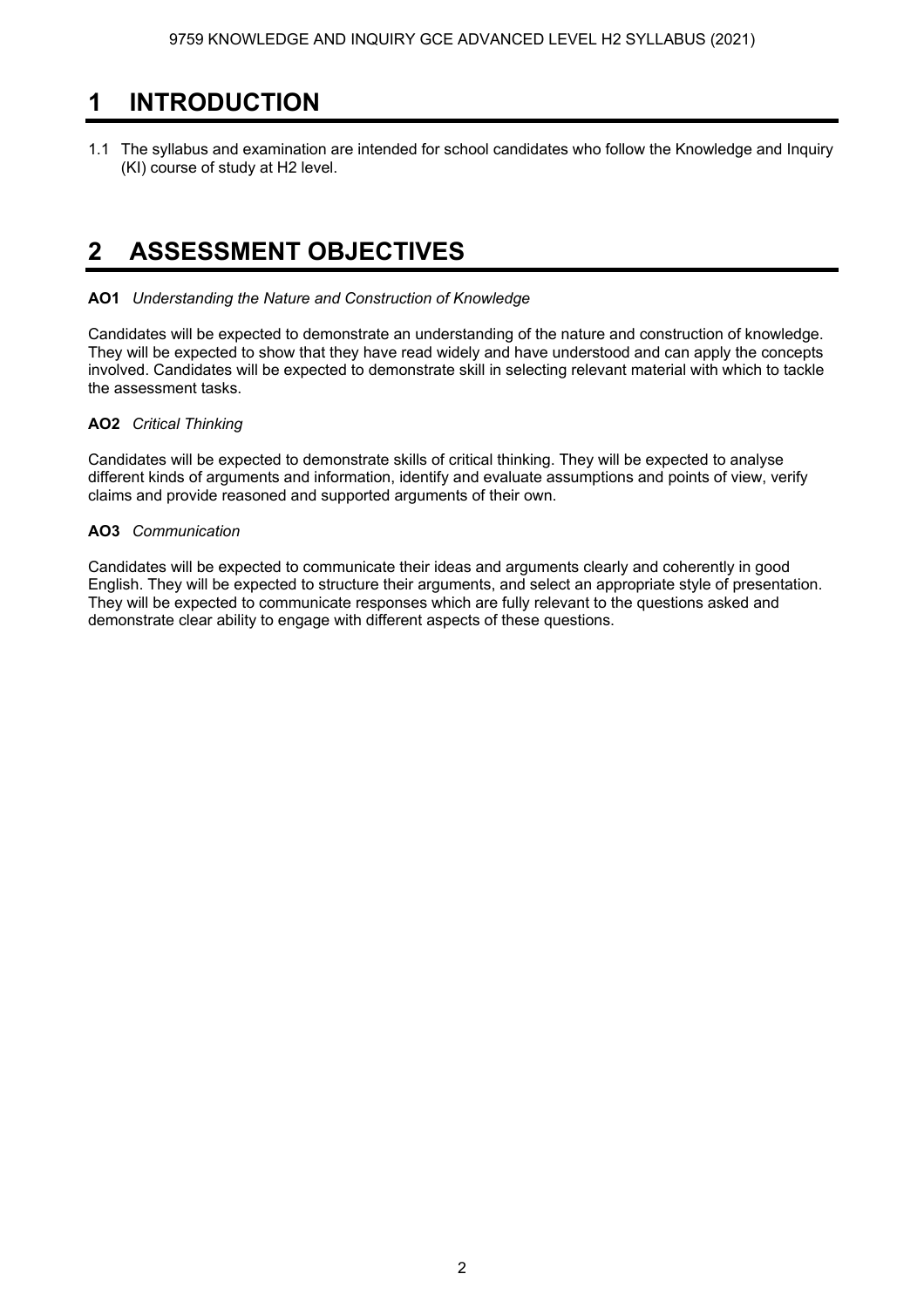# 1 INTRODUCTION

1.1 The syllabus and examination are intended for school candidates who follow the Knowledge and Inquiry (KI) course of study at H2 level.

# 2 ASSESSMENT OBJECTIVES

**AO1** *Understanding the Nature and Construction of Knowledge*

Candidates will be expected to demonstrate an understanding of the nature and construction of knowledge. They will be expected to show that they have read widely and have understood and can apply the concepts involved. Candidates will be expected to demonstrate skill in selecting relevant material with which to tackle the assessment tasks.

**AO2** *Critical Thinking*

Candidates will be expected to demonstrate skills of critical thinking. They will be expected to analyse different kinds of arguments and information, identify and evaluate assumptions and points of view, verify claims and provide reasoned and supported arguments of their own.

**AO3** *Communication*

Candidates will be expected to communicate their ideas and arguments clearly and coherently in good English. They will be expected to structure their arguments, and select an appropriate style of presentation. They will be expected to communicate responses which are fully relevant to the questions asked and demonstrate clear ability to engage with different aspects of these questions.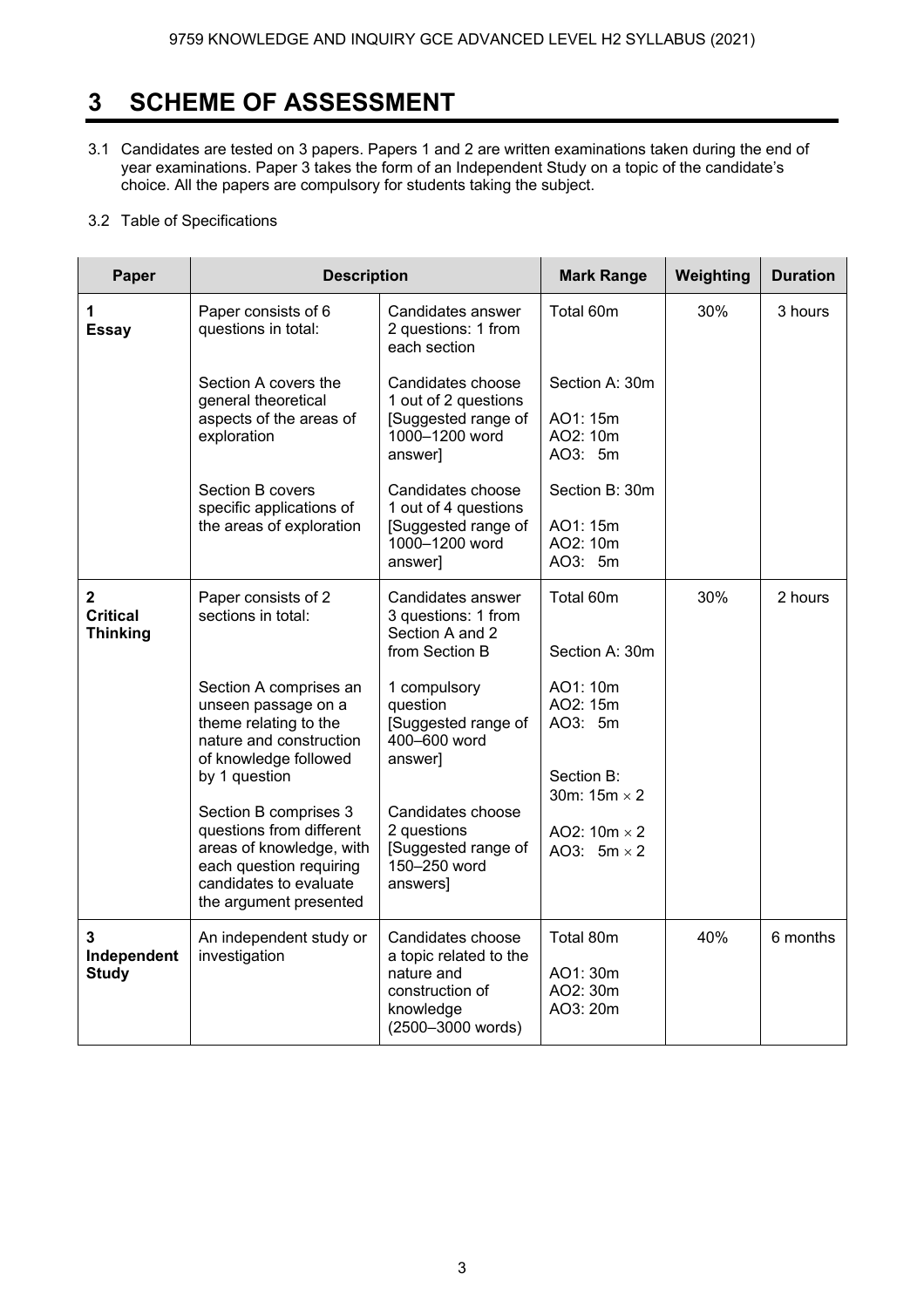# 3 SCHEME OF ASSESSMENT

3.1 Candidates are tested on 3 papers. Papers 1 and 2 are written examinations taken during the end of year examinations. Paper 3 takes the form of an Independent Study on a topic of the candidate's choice. All the papers are compulsory for students taking the subject.

3.2 Table of Specifications

| Paper | Description | | Mark Range | Weighting | Duration |
|---|---|---|---|---|---|
| **1 Essay** | Paper consists of 6 questions in total: | Candidates answer 2 questions: 1 from each section | Total 60m | 30% | 3 hours |
| | Section A covers the general theoretical aspects of the areas of exploration | Candidates choose 1 out of 2 questions [Suggested range of 1000–1200 word answer] | Section A: 30m<br>AO1: 15m<br>AO2: 10m<br>AO3: 5m | | |
| | Section B covers specific applications of the areas of exploration | Candidates choose 1 out of 4 questions [Suggested range of 1000–1200 word answer] | Section B: 30m<br>AO1: 15m<br>AO2: 10m<br>AO3: 5m | | |
| **2 Critical Thinking** | Paper consists of 2 sections in total: | Candidates answer 3 questions: 1 from Section A and 2 from Section B | Total 60m<br>Section A: 30m | 30% | 2 hours |
| | Section A comprises an unseen passage on a theme relating to the nature and construction of knowledge followed by 1 question | 1 compulsory question [Suggested range of 400–600 word answer] | AO1: 10m<br>AO2: 15m<br>AO3: 5m | | |
| | Section B comprises 3 questions from different areas of knowledge, with each question requiring candidates to evaluate the argument presented | Candidates choose 2 questions [Suggested range of 150–250 word answers] | Section B: 30m: 15m × 2<br>AO2: 10m × 2<br>AO3: 5m × 2 | | |
| **3 Independent Study** | An independent study or investigation | Candidates choose a topic related to the nature and construction of knowledge (2500–3000 words) | Total 80m<br>AO1: 30m<br>AO2: 30m<br>AO3: 20m | 40% | 6 months |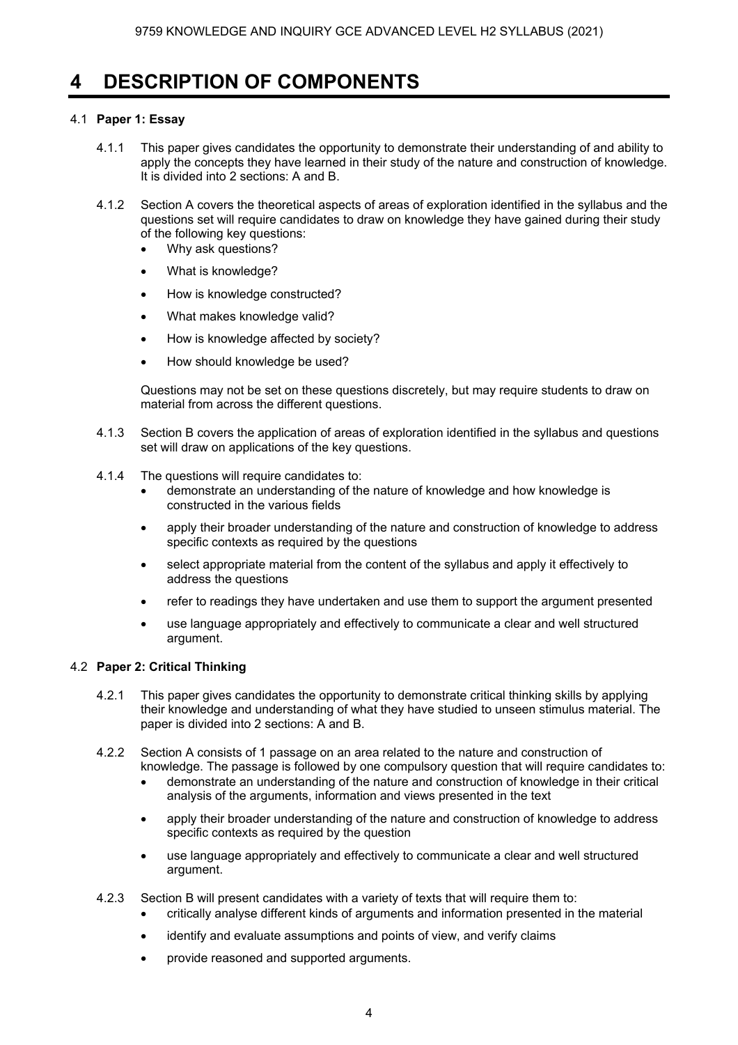# 4 DESCRIPTION OF COMPONENTS

## 4.1 Paper 1: Essay

4.1.1 This paper gives candidates the opportunity to demonstrate their understanding of and ability to apply the concepts they have learned in their study of the nature and construction of knowledge. It is divided into 2 sections: A and B.

4.1.2 Section A covers the theoretical aspects of areas of exploration identified in the syllabus and the questions set will require candidates to draw on knowledge they have gained during their study of the following key questions:

- Why ask questions?
- What is knowledge?
- How is knowledge constructed?
- What makes knowledge valid?
- How is knowledge affected by society?
- How should knowledge be used?

Questions may not be set on these questions discretely, but may require students to draw on material from across the different questions.

4.1.3 Section B covers the application of areas of exploration identified in the syllabus and questions set will draw on applications of the key questions.

4.1.4 The questions will require candidates to:

- demonstrate an understanding of the nature of knowledge and how knowledge is constructed in the various fields
- apply their broader understanding of the nature and construction of knowledge to address specific contexts as required by the questions
- select appropriate material from the content of the syllabus and apply it effectively to address the questions
- refer to readings they have undertaken and use them to support the argument presented
- use language appropriately and effectively to communicate a clear and well structured argument.

## 4.2 Paper 2: Critical Thinking

4.2.1 This paper gives candidates the opportunity to demonstrate critical thinking skills by applying their knowledge and understanding of what they have studied to unseen stimulus material. The paper is divided into 2 sections: A and B.

4.2.2 Section A consists of 1 passage on an area related to the nature and construction of knowledge. The passage is followed by one compulsory question that will require candidates to:

- demonstrate an understanding of the nature and construction of knowledge in their critical analysis of the arguments, information and views presented in the text
- apply their broader understanding of the nature and construction of knowledge to address specific contexts as required by the question
- use language appropriately and effectively to communicate a clear and well structured argument.

4.2.3 Section B will present candidates with a variety of texts that will require them to:

- critically analyse different kinds of arguments and information presented in the material
- identify and evaluate assumptions and points of view, and verify claims
- provide reasoned and supported arguments.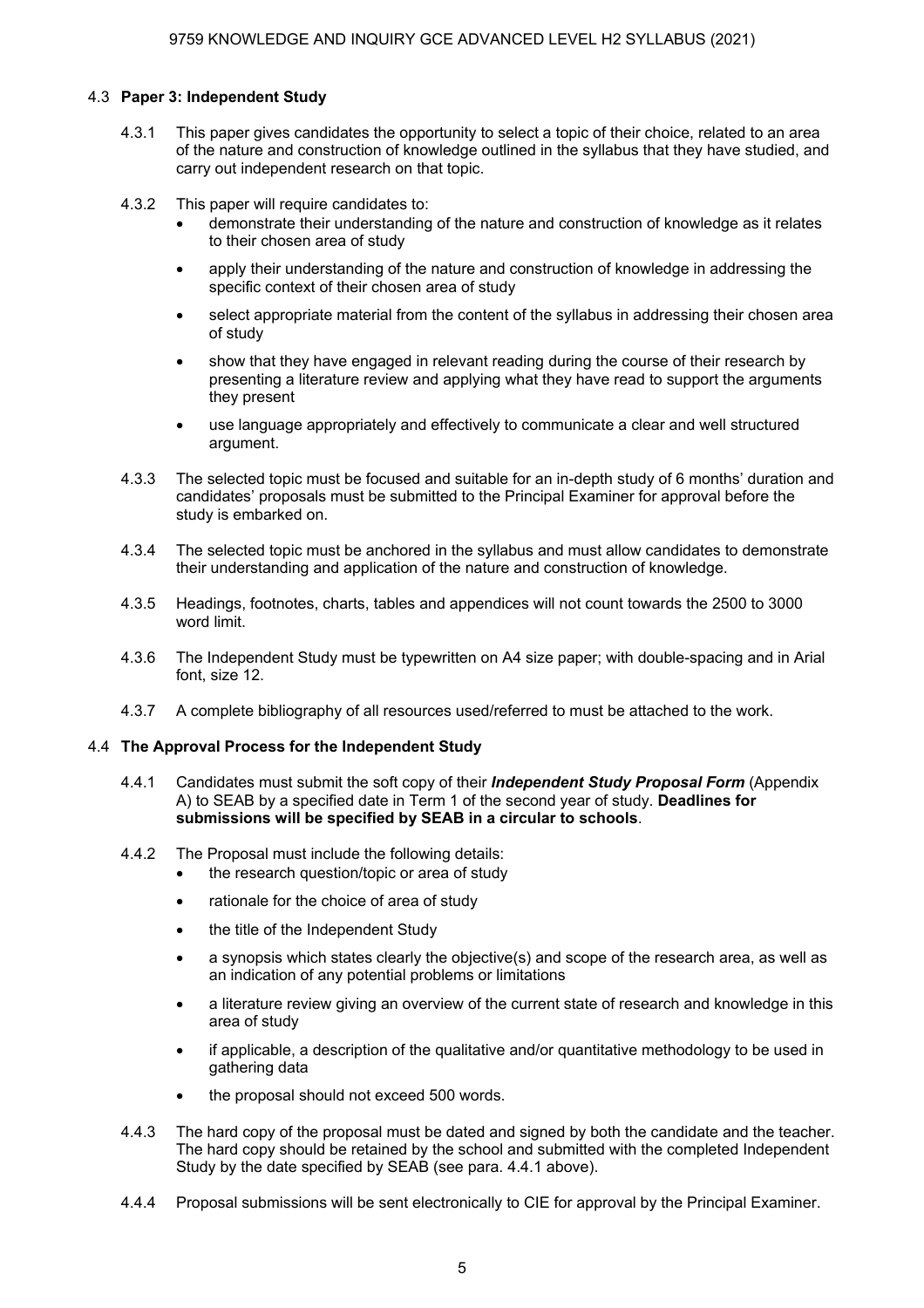## 4.3 **Paper 3: Independent Study**

4.3.1 This paper gives candidates the opportunity to select a topic of their choice, related to an area of the nature and construction of knowledge outlined in the syllabus that they have studied, and carry out independent research on that topic.

4.3.2 This paper will require candidates to:

- demonstrate their understanding of the nature and construction of knowledge as it relates to their chosen area of study
- apply their understanding of the nature and construction of knowledge in addressing the specific context of their chosen area of study
- select appropriate material from the content of the syllabus in addressing their chosen area of study
- show that they have engaged in relevant reading during the course of their research by presenting a literature review and applying what they have read to support the arguments they present
- use language appropriately and effectively to communicate a clear and well structured argument.

4.3.3 The selected topic must be focused and suitable for an in-depth study of 6 months' duration and candidates' proposals must be submitted to the Principal Examiner for approval before the study is embarked on.

4.3.4 The selected topic must be anchored in the syllabus and must allow candidates to demonstrate their understanding and application of the nature and construction of knowledge.

4.3.5 Headings, footnotes, charts, tables and appendices will not count towards the 2500 to 3000 word limit.

4.3.6 The Independent Study must be typewritten on A4 size paper; with double-spacing and in Arial font, size 12.

4.3.7 A complete bibliography of all resources used/referred to must be attached to the work.

## 4.4 **The Approval Process for the Independent Study**

4.4.1 Candidates must submit the soft copy of their ***Independent Study Proposal Form*** (Appendix A) to SEAB by a specified date in Term 1 of the second year of study. **Deadlines for submissions will be specified by SEAB in a circular to schools**.

4.4.2 The Proposal must include the following details:

- the research question/topic or area of study
- rationale for the choice of area of study
- the title of the Independent Study
- a synopsis which states clearly the objective(s) and scope of the research area, as well as an indication of any potential problems or limitations
- a literature review giving an overview of the current state of research and knowledge in this area of study
- if applicable, a description of the qualitative and/or quantitative methodology to be used in gathering data
- the proposal should not exceed 500 words.

4.4.3 The hard copy of the proposal must be dated and signed by both the candidate and the teacher. The hard copy should be retained by the school and submitted with the completed Independent Study by the date specified by SEAB (see para. 4.4.1 above).

4.4.4 Proposal submissions will be sent electronically to CIE for approval by the Principal Examiner.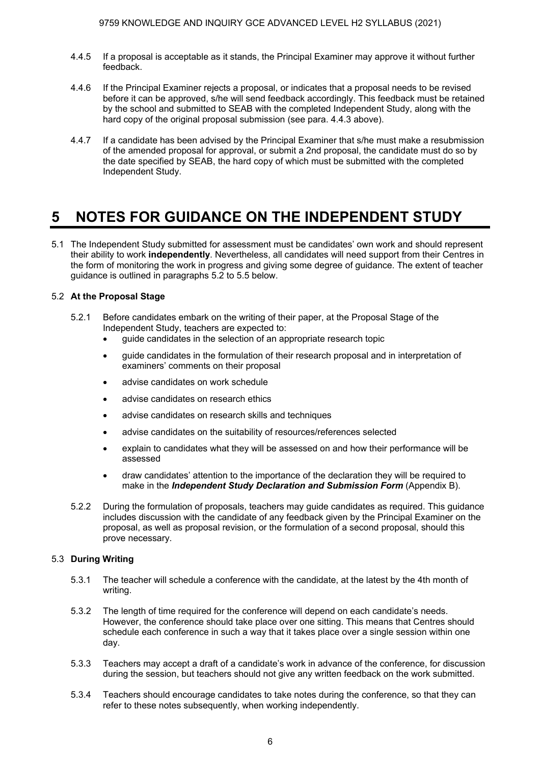4.4.5 If a proposal is acceptable as it stands, the Principal Examiner may approve it without further feedback.

4.4.6 If the Principal Examiner rejects a proposal, or indicates that a proposal needs to be revised before it can be approved, s/he will send feedback accordingly. This feedback must be retained by the school and submitted to SEAB with the completed Independent Study, along with the hard copy of the original proposal submission (see para. 4.4.3 above).

4.4.7 If a candidate has been advised by the Principal Examiner that s/he must make a resubmission of the amended proposal for approval, or submit a 2nd proposal, the candidate must do so by the date specified by SEAB, the hard copy of which must be submitted with the completed Independent Study.

# 5 NOTES FOR GUIDANCE ON THE INDEPENDENT STUDY

5.1 The Independent Study submitted for assessment must be candidates' own work and should represent their ability to work **independently**. Nevertheless, all candidates will need support from their Centres in the form of monitoring the work in progress and giving some degree of guidance. The extent of teacher guidance is outlined in paragraphs 5.2 to 5.5 below.

## 5.2 At the Proposal Stage

5.2.1 Before candidates embark on the writing of their paper, at the Proposal Stage of the Independent Study, teachers are expected to:

- guide candidates in the selection of an appropriate research topic
- guide candidates in the formulation of their research proposal and in interpretation of examiners' comments on their proposal
- advise candidates on work schedule
- advise candidates on research ethics
- advise candidates on research skills and techniques
- advise candidates on the suitability of resources/references selected
- explain to candidates what they will be assessed on and how their performance will be assessed
- draw candidates' attention to the importance of the declaration they will be required to make in the ***Independent Study Declaration and Submission Form*** (Appendix B).

5.2.2 During the formulation of proposals, teachers may guide candidates as required. This guidance includes discussion with the candidate of any feedback given by the Principal Examiner on the proposal, as well as proposal revision, or the formulation of a second proposal, should this prove necessary.

## 5.3 During Writing

5.3.1 The teacher will schedule a conference with the candidate, at the latest by the 4th month of writing.

5.3.2 The length of time required for the conference will depend on each candidate's needs. However, the conference should take place over one sitting. This means that Centres should schedule each conference in such a way that it takes place over a single session within one day.

5.3.3 Teachers may accept a draft of a candidate's work in advance of the conference, for discussion during the session, but teachers should not give any written feedback on the work submitted.

5.3.4 Teachers should encourage candidates to take notes during the conference, so that they can refer to these notes subsequently, when working independently.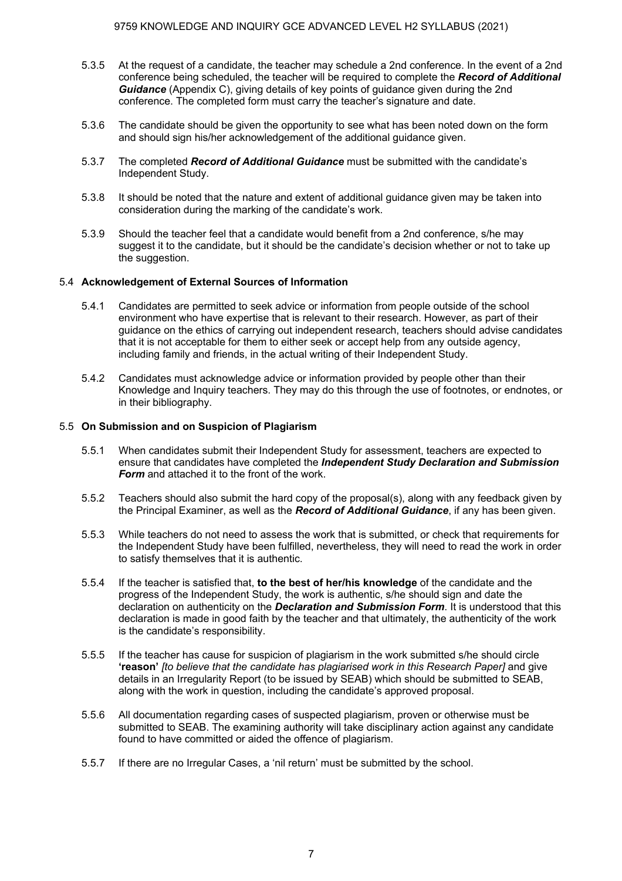5.3.5 At the request of a candidate, the teacher may schedule a 2nd conference. In the event of a 2nd conference being scheduled, the teacher will be required to complete the ***Record of Additional Guidance*** (Appendix C), giving details of key points of guidance given during the 2nd conference. The completed form must carry the teacher's signature and date.

5.3.6 The candidate should be given the opportunity to see what has been noted down on the form and should sign his/her acknowledgement of the additional guidance given.

5.3.7 The completed ***Record of Additional Guidance*** must be submitted with the candidate's Independent Study.

5.3.8 It should be noted that the nature and extent of additional guidance given may be taken into consideration during the marking of the candidate's work.

5.3.9 Should the teacher feel that a candidate would benefit from a 2nd conference, s/he may suggest it to the candidate, but it should be the candidate's decision whether or not to take up the suggestion.

## 5.4 Acknowledgement of External Sources of Information

5.4.1 Candidates are permitted to seek advice or information from people outside of the school environment who have expertise that is relevant to their research. However, as part of their guidance on the ethics of carrying out independent research, teachers should advise candidates that it is not acceptable for them to either seek or accept help from any outside agency, including family and friends, in the actual writing of their Independent Study.

5.4.2 Candidates must acknowledge advice or information provided by people other than their Knowledge and Inquiry teachers. They may do this through the use of footnotes, or endnotes, or in their bibliography.

## 5.5 On Submission and on Suspicion of Plagiarism

5.5.1 When candidates submit their Independent Study for assessment, teachers are expected to ensure that candidates have completed the ***Independent Study Declaration and Submission Form*** and attached it to the front of the work.

5.5.2 Teachers should also submit the hard copy of the proposal(s), along with any feedback given by the Principal Examiner, as well as the ***Record of Additional Guidance***, if any has been given.

5.5.3 While teachers do not need to assess the work that is submitted, or check that requirements for the Independent Study have been fulfilled, nevertheless, they will need to read the work in order to satisfy themselves that it is authentic.

5.5.4 If the teacher is satisfied that, **to the best of her/his knowledge** of the candidate and the progress of the Independent Study, the work is authentic, s/he should sign and date the declaration on authenticity on the ***Declaration and Submission Form***. It is understood that this declaration is made in good faith by the teacher and that ultimately, the authenticity of the work is the candidate's responsibility.

5.5.5 If the teacher has cause for suspicion of plagiarism in the work submitted s/he should circle **'reason'** *[to believe that the candidate has plagiarised work in this Research Paper]* and give details in an Irregularity Report (to be issued by SEAB) which should be submitted to SEAB, along with the work in question, including the candidate's approved proposal.

5.5.6 All documentation regarding cases of suspected plagiarism, proven or otherwise must be submitted to SEAB. The examining authority will take disciplinary action against any candidate found to have committed or aided the offence of plagiarism.

5.5.7 If there are no Irregular Cases, a 'nil return' must be submitted by the school.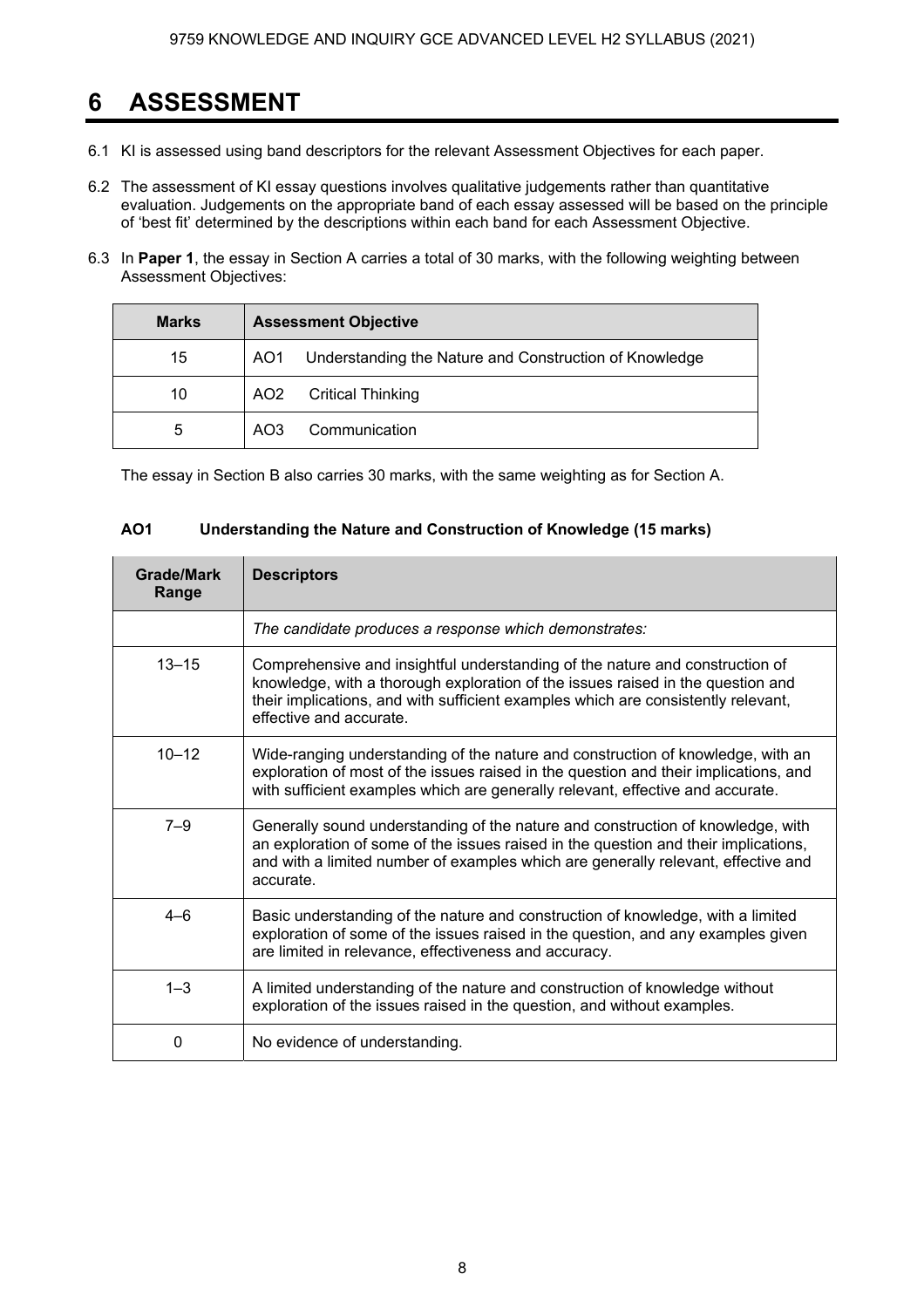# 6 ASSESSMENT

6.1 KI is assessed using band descriptors for the relevant Assessment Objectives for each paper.

6.2 The assessment of KI essay questions involves qualitative judgements rather than quantitative evaluation. Judgements on the appropriate band of each essay assessed will be based on the principle of 'best fit' determined by the descriptions within each band for each Assessment Objective.

6.3 In **Paper 1**, the essay in Section A carries a total of 30 marks, with the following weighting between Assessment Objectives:

| **Marks** | **Assessment Objective** |
|---|---|
| 15 | AO1 Understanding the Nature and Construction of Knowledge |
| 10 | AO2 Critical Thinking |
| 5 | AO3 Communication |

The essay in Section B also carries 30 marks, with the same weighting as for Section A.

### AO1 Understanding the Nature and Construction of Knowledge (15 marks)

| **Grade/Mark Range** | **Descriptors** |
|---|---|
| | *The candidate produces a response which demonstrates:* |
| 13–15 | Comprehensive and insightful understanding of the nature and construction of knowledge, with a thorough exploration of the issues raised in the question and their implications, and with sufficient examples which are consistently relevant, effective and accurate. |
| 10–12 | Wide-ranging understanding of the nature and construction of knowledge, with an exploration of most of the issues raised in the question and their implications, and with sufficient examples which are generally relevant, effective and accurate. |
| 7–9 | Generally sound understanding of the nature and construction of knowledge, with an exploration of some of the issues raised in the question and their implications, and with a limited number of examples which are generally relevant, effective and accurate. |
| 4–6 | Basic understanding of the nature and construction of knowledge, with a limited exploration of some of the issues raised in the question, and any examples given are limited in relevance, effectiveness and accuracy. |
| 1–3 | A limited understanding of the nature and construction of knowledge without exploration of the issues raised in the question, and without examples. |
| 0 | No evidence of understanding. |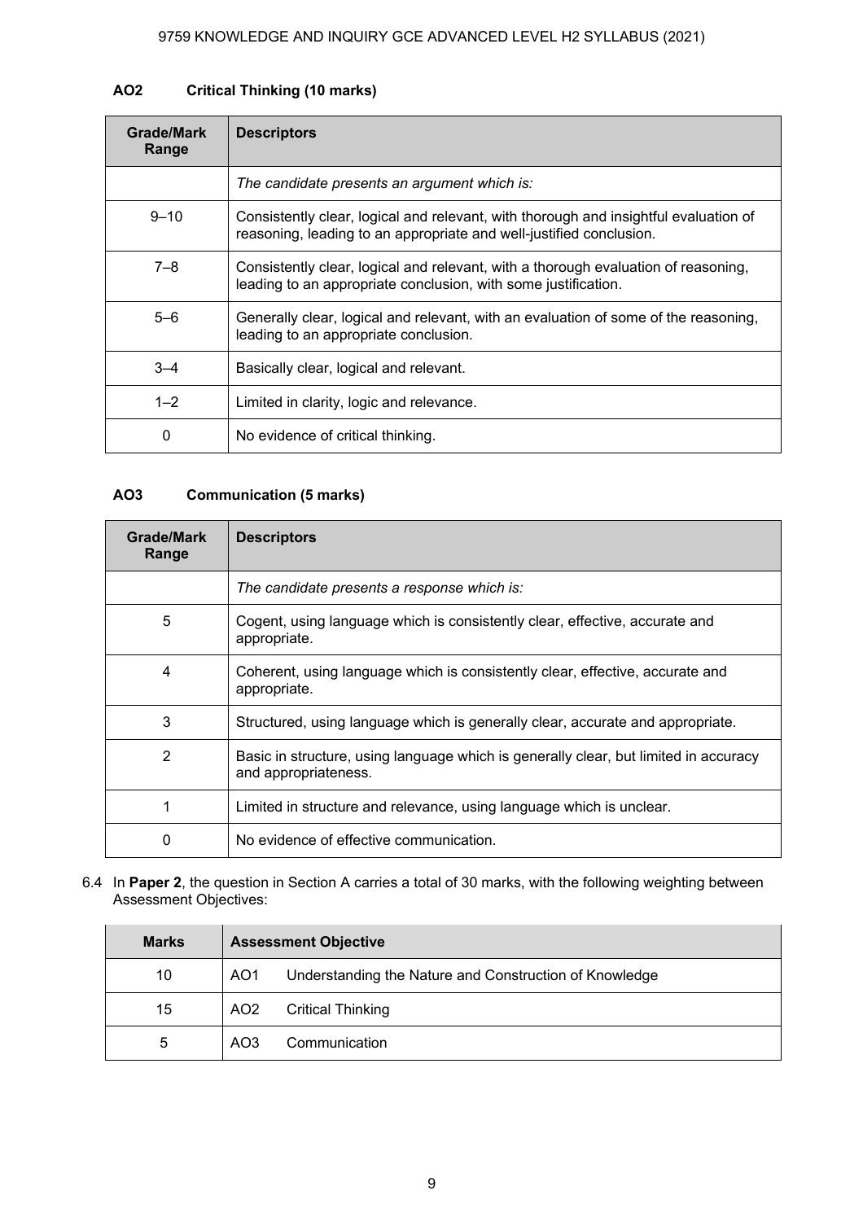### AO2 Critical Thinking (10 marks)

| Grade/Mark Range | Descriptors |
|---|---|
| | *The candidate presents an argument which is:* |
| 9–10 | Consistently clear, logical and relevant, with thorough and insightful evaluation of reasoning, leading to an appropriate and well-justified conclusion. |
| 7–8 | Consistently clear, logical and relevant, with a thorough evaluation of reasoning, leading to an appropriate conclusion, with some justification. |
| 5–6 | Generally clear, logical and relevant, with an evaluation of some of the reasoning, leading to an appropriate conclusion. |
| 3–4 | Basically clear, logical and relevant. |
| 1–2 | Limited in clarity, logic and relevance. |
| 0 | No evidence of critical thinking. |

### AO3 Communication (5 marks)

| Grade/Mark Range | Descriptors |
|---|---|
| | *The candidate presents a response which is:* |
| 5 | Cogent, using language which is consistently clear, effective, accurate and appropriate. |
| 4 | Coherent, using language which is consistently clear, effective, accurate and appropriate. |
| 3 | Structured, using language which is generally clear, accurate and appropriate. |
| 2 | Basic in structure, using language which is generally clear, but limited in accuracy and appropriateness. |
| 1 | Limited in structure and relevance, using language which is unclear. |
| 0 | No evidence of effective communication. |

6.4 In **Paper 2**, the question in Section A carries a total of 30 marks, with the following weighting between Assessment Objectives:

| Marks | Assessment Objective |
|---|---|
| 10 | AO1 Understanding the Nature and Construction of Knowledge |
| 15 | AO2 Critical Thinking |
| 5 | AO3 Communication |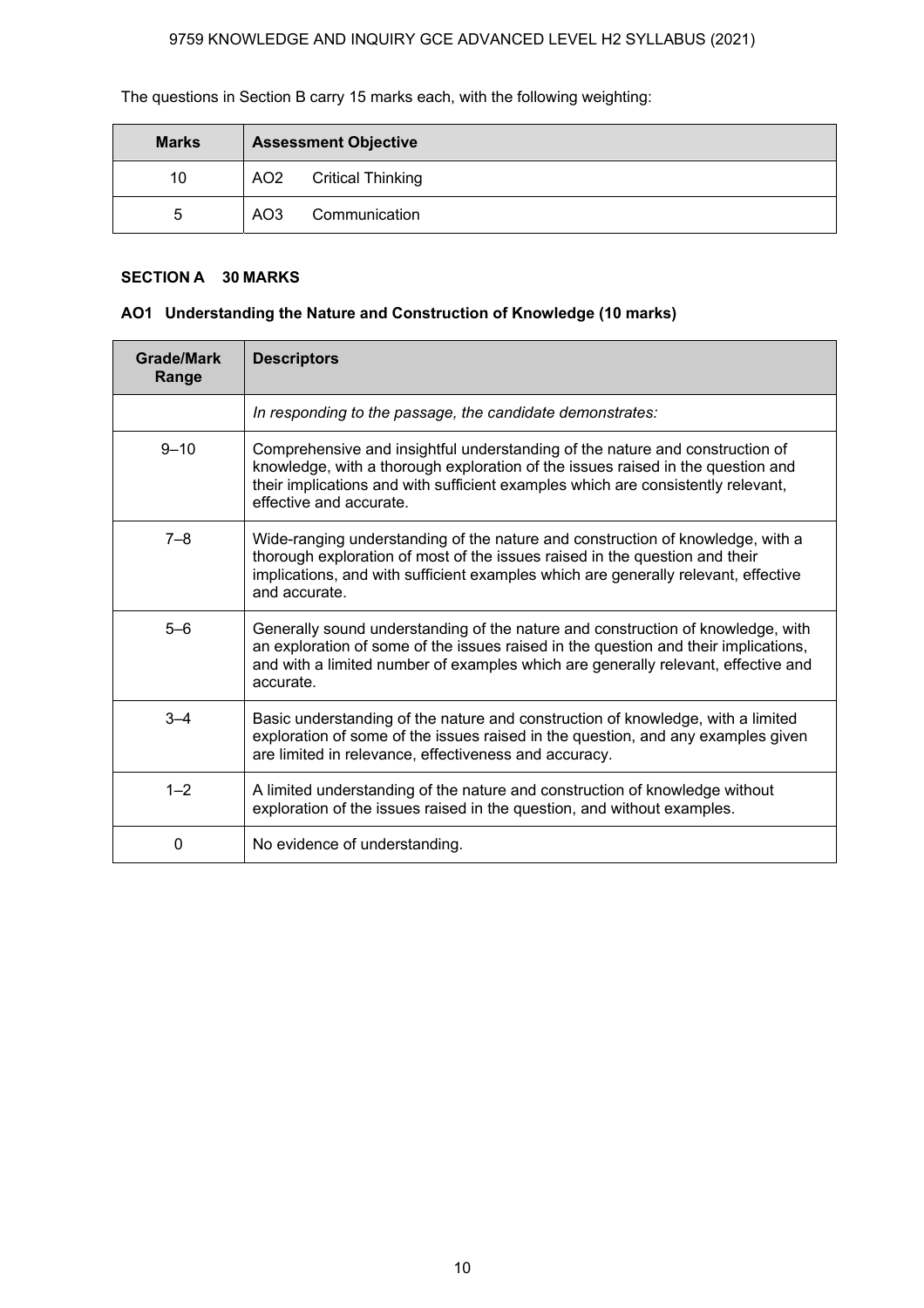The questions in Section B carry 15 marks each, with the following weighting:

| Marks | Assessment Objective |
|---|---|
| 10 | AO2 Critical Thinking |
| 5 | AO3 Communication |

**SECTION A 30 MARKS**

**AO1 Understanding the Nature and Construction of Knowledge (10 marks)**

| Grade/Mark Range | Descriptors |
|---|---|
| | *In responding to the passage, the candidate demonstrates:* |
| 9–10 | Comprehensive and insightful understanding of the nature and construction of knowledge, with a thorough exploration of the issues raised in the question and their implications and with sufficient examples which are consistently relevant, effective and accurate. |
| 7–8 | Wide-ranging understanding of the nature and construction of knowledge, with a thorough exploration of most of the issues raised in the question and their implications, and with sufficient examples which are generally relevant, effective and accurate. |
| 5–6 | Generally sound understanding of the nature and construction of knowledge, with an exploration of some of the issues raised in the question and their implications, and with a limited number of examples which are generally relevant, effective and accurate. |
| 3–4 | Basic understanding of the nature and construction of knowledge, with a limited exploration of some of the issues raised in the question, and any examples given are limited in relevance, effectiveness and accuracy. |
| 1–2 | A limited understanding of the nature and construction of knowledge without exploration of the issues raised in the question, and without examples. |
| 0 | No evidence of understanding. |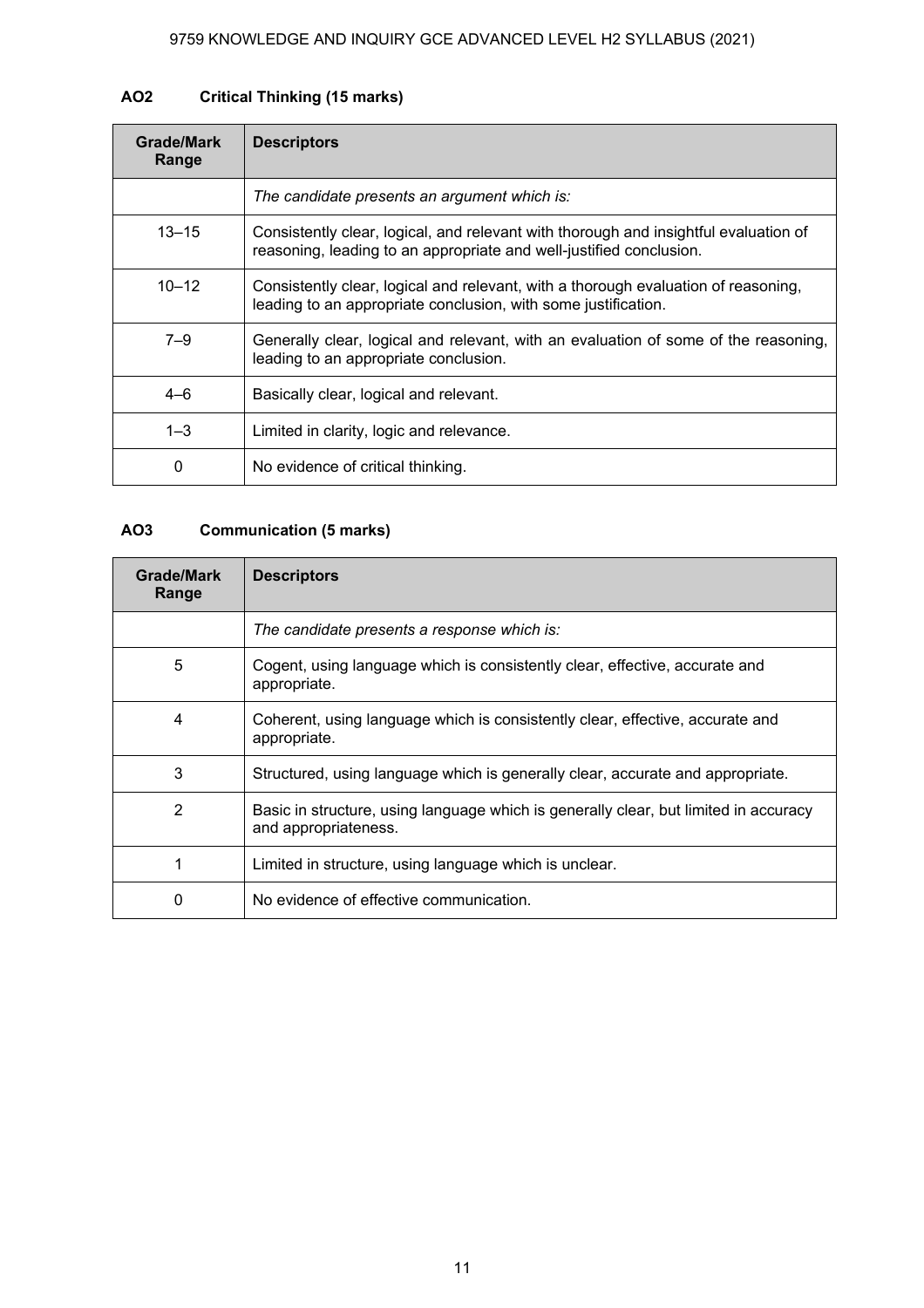### AO2 Critical Thinking (15 marks)

| Grade/Mark Range | Descriptors |
|---|---|
| | *The candidate presents an argument which is:* |
| 13–15 | Consistently clear, logical, and relevant with thorough and insightful evaluation of reasoning, leading to an appropriate and well-justified conclusion. |
| 10–12 | Consistently clear, logical and relevant, with a thorough evaluation of reasoning, leading to an appropriate conclusion, with some justification. |
| 7–9 | Generally clear, logical and relevant, with an evaluation of some of the reasoning, leading to an appropriate conclusion. |
| 4–6 | Basically clear, logical and relevant. |
| 1–3 | Limited in clarity, logic and relevance. |
| 0 | No evidence of critical thinking. |

### AO3 Communication (5 marks)

| Grade/Mark Range | Descriptors |
|---|---|
| | *The candidate presents a response which is:* |
| 5 | Cogent, using language which is consistently clear, effective, accurate and appropriate. |
| 4 | Coherent, using language which is consistently clear, effective, accurate and appropriate. |
| 3 | Structured, using language which is generally clear, accurate and appropriate. |
| 2 | Basic in structure, using language which is generally clear, but limited in accuracy and appropriateness. |
| 1 | Limited in structure, using language which is unclear. |
| 0 | No evidence of effective communication. |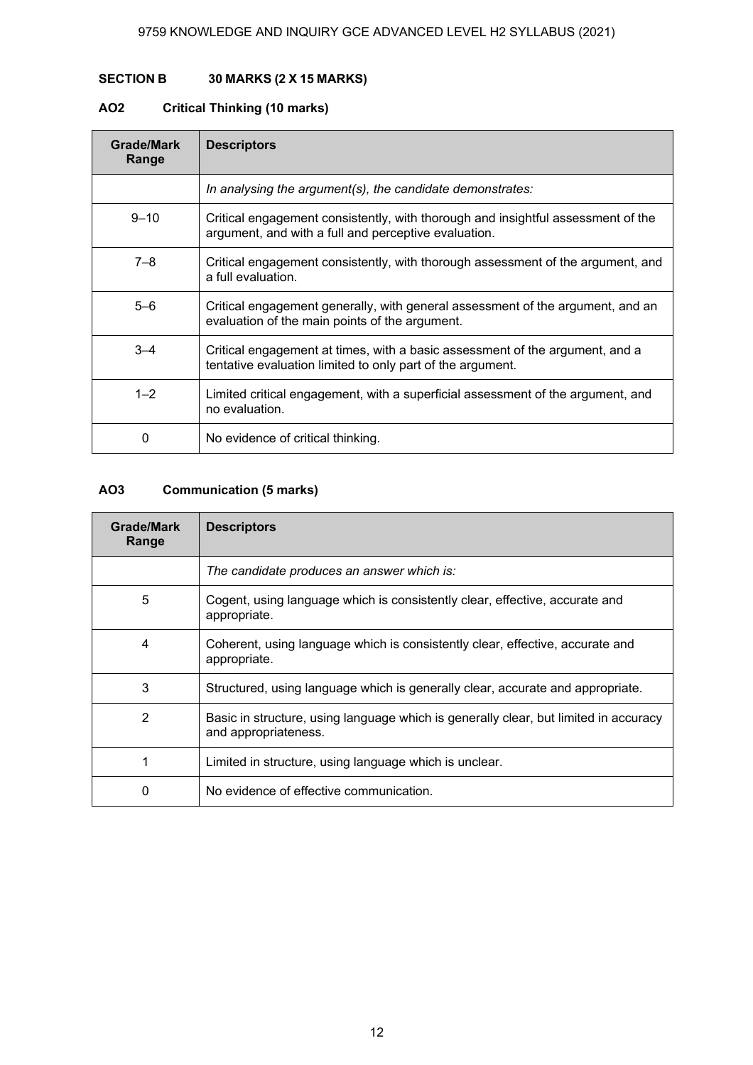**SECTION B 30 MARKS (2 X 15 MARKS)**

**AO2 Critical Thinking (10 marks)**

| Grade/Mark Range | Descriptors |
|---|---|
| | *In analysing the argument(s), the candidate demonstrates:* |
| 9–10 | Critical engagement consistently, with thorough and insightful assessment of the argument, and with a full and perceptive evaluation. |
| 7–8 | Critical engagement consistently, with thorough assessment of the argument, and a full evaluation. |
| 5–6 | Critical engagement generally, with general assessment of the argument, and an evaluation of the main points of the argument. |
| 3–4 | Critical engagement at times, with a basic assessment of the argument, and a tentative evaluation limited to only part of the argument. |
| 1–2 | Limited critical engagement, with a superficial assessment of the argument, and no evaluation. |
| 0 | No evidence of critical thinking. |

**AO3 Communication (5 marks)**

| Grade/Mark Range | Descriptors |
|---|---|
| | *The candidate produces an answer which is:* |
| 5 | Cogent, using language which is consistently clear, effective, accurate and appropriate. |
| 4 | Coherent, using language which is consistently clear, effective, accurate and appropriate. |
| 3 | Structured, using language which is generally clear, accurate and appropriate. |
| 2 | Basic in structure, using language which is generally clear, but limited in accuracy and appropriateness. |
| 1 | Limited in structure, using language which is unclear. |
| 0 | No evidence of effective communication. |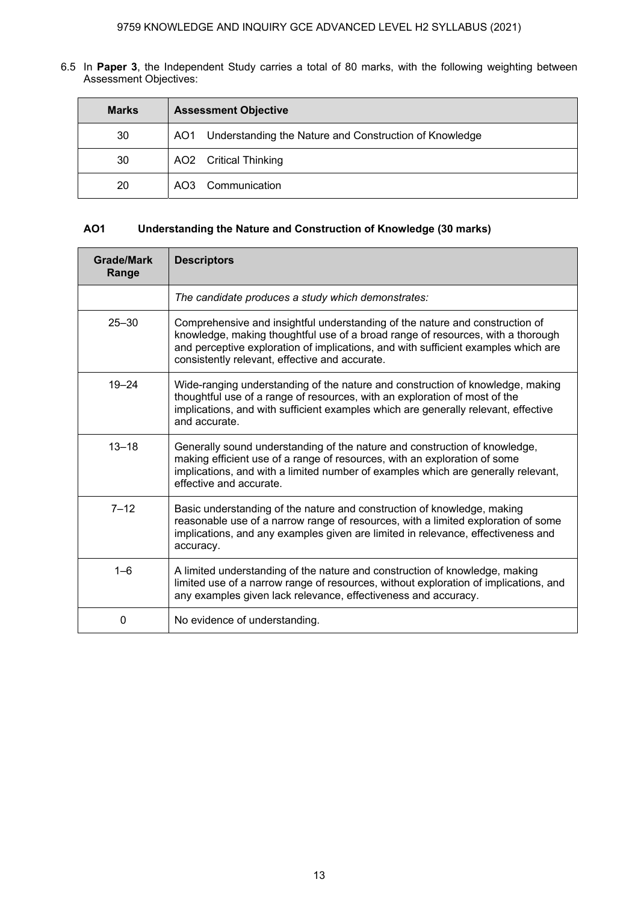6.5 In **Paper 3**, the Independent Study carries a total of 80 marks, with the following weighting between Assessment Objectives:

| Marks | Assessment Objective |
|---|---|
| 30 | AO1 Understanding the Nature and Construction of Knowledge |
| 30 | AO2 Critical Thinking |
| 20 | AO3 Communication |

### AO1 Understanding the Nature and Construction of Knowledge (30 marks)

| Grade/Mark Range | Descriptors |
|---|---|
| | *The candidate produces a study which demonstrates:* |
| 25–30 | Comprehensive and insightful understanding of the nature and construction of knowledge, making thoughtful use of a broad range of resources, with a thorough and perceptive exploration of implications, and with sufficient examples which are consistently relevant, effective and accurate. |
| 19–24 | Wide-ranging understanding of the nature and construction of knowledge, making thoughtful use of a range of resources, with an exploration of most of the implications, and with sufficient examples which are generally relevant, effective and accurate. |
| 13–18 | Generally sound understanding of the nature and construction of knowledge, making efficient use of a range of resources, with an exploration of some implications, and with a limited number of examples which are generally relevant, effective and accurate. |
| 7–12 | Basic understanding of the nature and construction of knowledge, making reasonable use of a narrow range of resources, with a limited exploration of some implications, and any examples given are limited in relevance, effectiveness and accuracy. |
| 1–6 | A limited understanding of the nature and construction of knowledge, making limited use of a narrow range of resources, without exploration of implications, and any examples given lack relevance, effectiveness and accuracy. |
| 0 | No evidence of understanding. |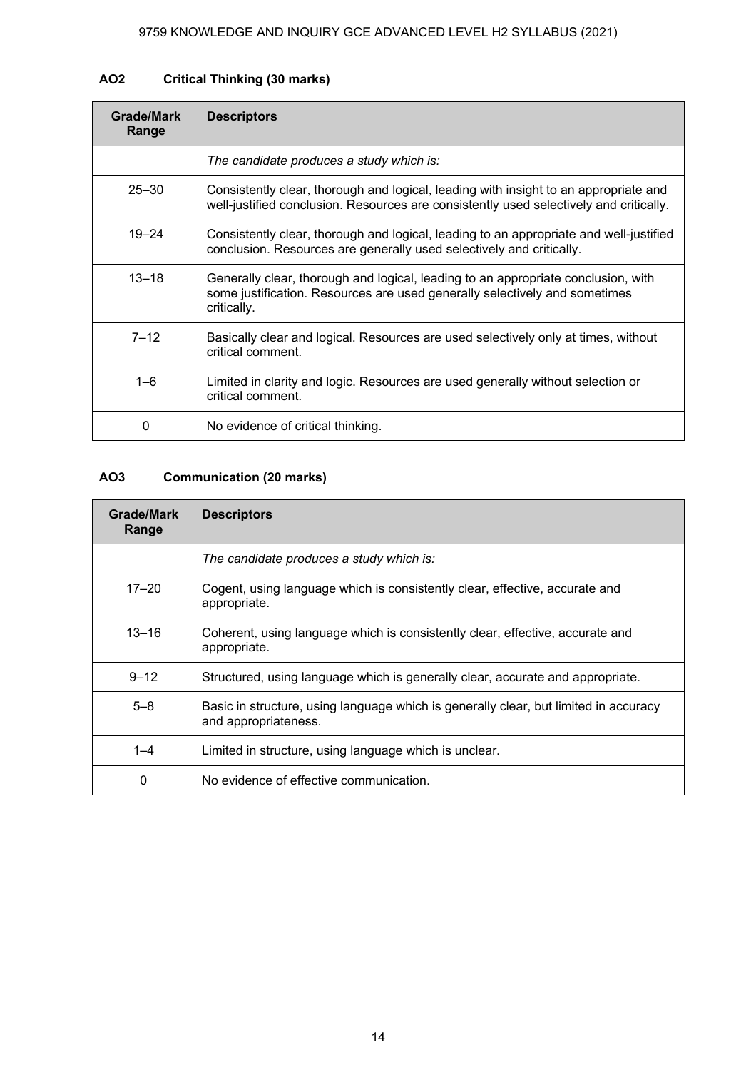### AO2 Critical Thinking (30 marks)

| Grade/Mark Range | Descriptors |
|---|---|
| | *The candidate produces a study which is:* |
| 25–30 | Consistently clear, thorough and logical, leading with insight to an appropriate and well-justified conclusion. Resources are consistently used selectively and critically. |
| 19–24 | Consistently clear, thorough and logical, leading to an appropriate and well-justified conclusion. Resources are generally used selectively and critically. |
| 13–18 | Generally clear, thorough and logical, leading to an appropriate conclusion, with some justification. Resources are used generally selectively and sometimes critically. |
| 7–12 | Basically clear and logical. Resources are used selectively only at times, without critical comment. |
| 1–6 | Limited in clarity and logic. Resources are used generally without selection or critical comment. |
| 0 | No evidence of critical thinking. |

### AO3 Communication (20 marks)

| Grade/Mark Range | Descriptors |
|---|---|
| | *The candidate produces a study which is:* |
| 17–20 | Cogent, using language which is consistently clear, effective, accurate and appropriate. |
| 13–16 | Coherent, using language which is consistently clear, effective, accurate and appropriate. |
| 9–12 | Structured, using language which is generally clear, accurate and appropriate. |
| 5–8 | Basic in structure, using language which is generally clear, but limited in accuracy and appropriateness. |
| 1–4 | Limited in structure, using language which is unclear. |
| 0 | No evidence of effective communication. |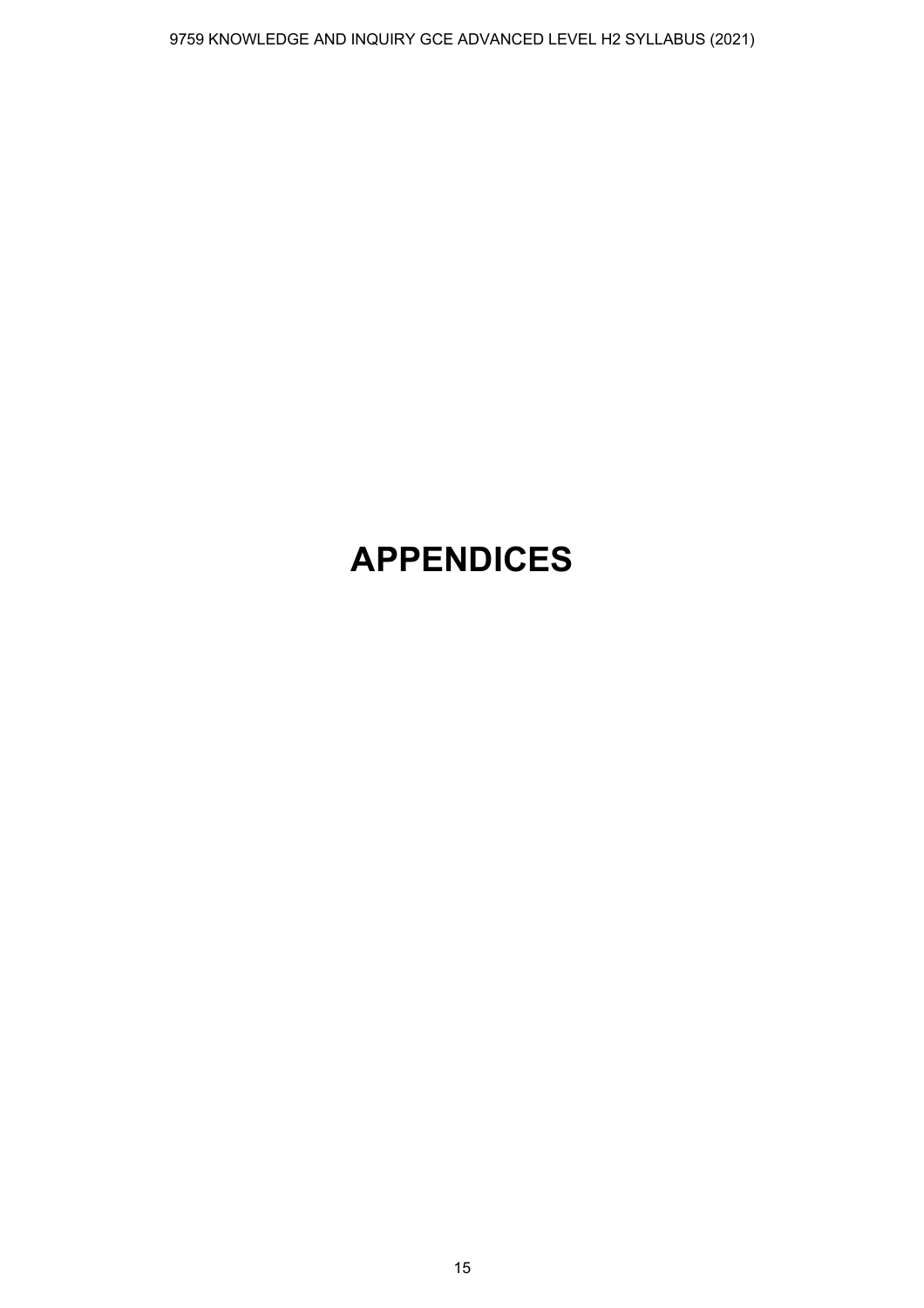# APPENDICES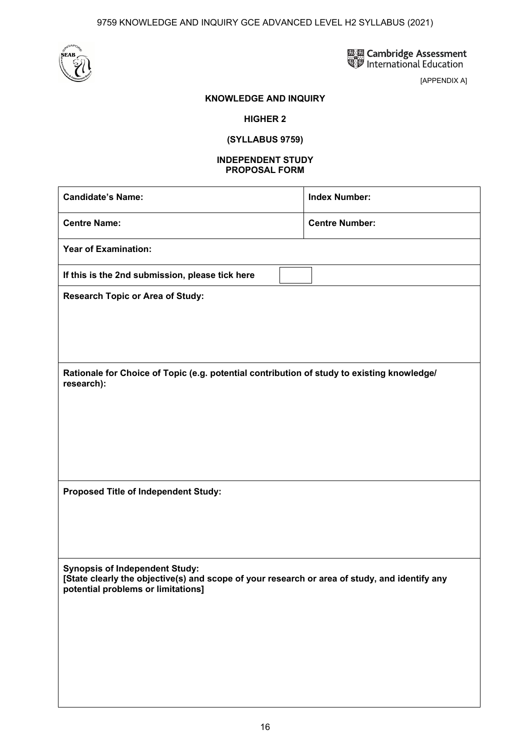[APPENDIX A]

**KNOWLEDGE AND INQUIRY**

**HIGHER 2**

**(SYLLABUS 9759)**

**INDEPENDENT STUDY**
**PROPOSAL FORM**

| **Candidate's Name:** | **Index Number:** |
|---|---|
| **Centre Name:** | **Centre Number:** |
| **Year of Examination:** | |
| **If this is the 2nd submission, please tick here** ☐ | |
| **Research Topic or Area of Study:** | |
| **Rationale for Choice of Topic (e.g. potential contribution of study to existing knowledge/ research):** | |
| **Proposed Title of Independent Study:** | |
| **Synopsis of Independent Study:** **[State clearly the objective(s) and scope of your research or area of study, and identify any potential problems or limitations]** | |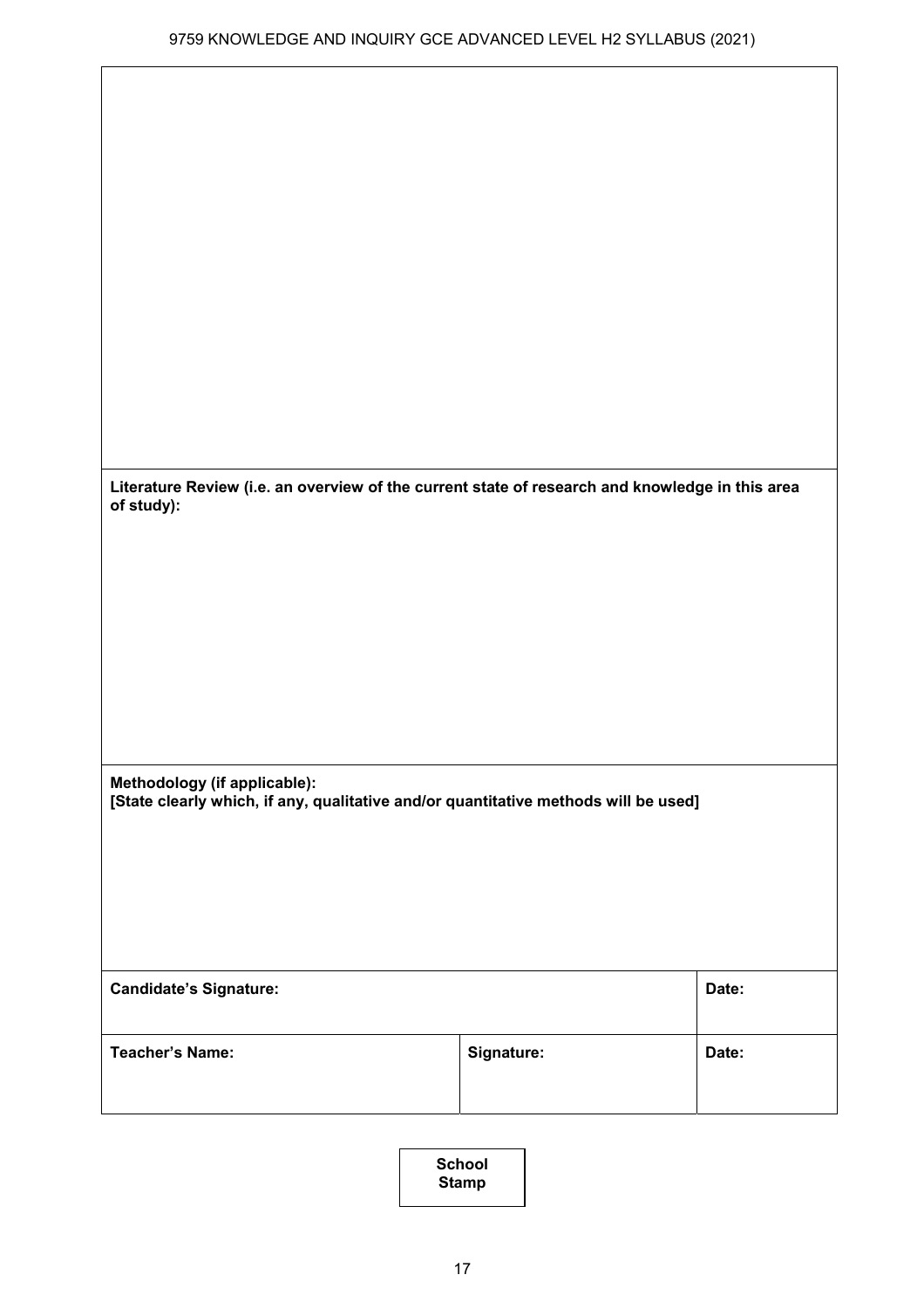**Literature Review (i.e. an overview of the current state of research and knowledge in this area of study):**

**Methodology (if applicable):**
**[State clearly which, if any, qualitative and/or quantitative methods will be used]**

| **Candidate's Signature:** | | **Date:** |
|---|---|---|
| **Teacher's Name:** | **Signature:** | **Date:** |

**School Stamp**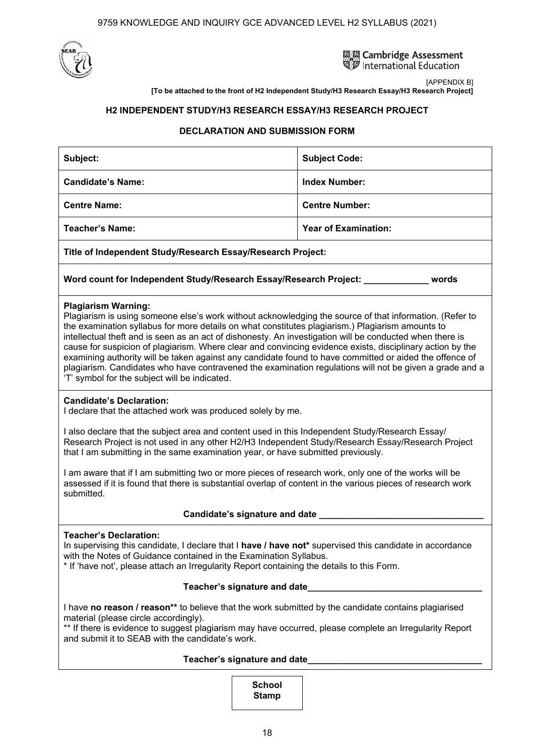[APPENDIX B]

**[To be attached to the front of H2 Independent Study/H3 Research Essay/H3 Research Project]**

## H2 INDEPENDENT STUDY/H3 RESEARCH ESSAY/H3 RESEARCH PROJECT

## DECLARATION AND SUBMISSION FORM

| **Subject:** | **Subject Code:** |
|---|---|
| **Candidate's Name:** | **Index Number:** |
| **Centre Name:** | **Centre Number:** |
| **Teacher's Name:** | **Year of Examination:** |

**Title of Independent Study/Research Essay/Research Project:**

**Word count for Independent Study/Research Essay/Research Project: _____________ words**

**Plagiarism Warning:**
Plagiarism is using someone else's work without acknowledging the source of that information. (Refer to the examination syllabus for more details on what constitutes plagiarism.) Plagiarism amounts to intellectual theft and is seen as an act of dishonesty. An investigation will be conducted when there is cause for suspicion of plagiarism. Where clear and convincing evidence exists, disciplinary action by the examining authority will be taken against any candidate found to have committed or aided the offence of plagiarism. Candidates who have contravened the examination regulations will not be given a grade and a 'T' symbol for the subject will be indicated.

**Candidate's Declaration:**
I declare that the attached work was produced solely by me.

I also declare that the subject area and content used in this Independent Study/Research Essay/ Research Project is not used in any other H2/H3 Independent Study/Research Essay/Research Project that I am submitting in the same examination year, or have submitted previously.

I am aware that if I am submitting two or more pieces of research work, only one of the works will be assessed if it is found that there is substantial overlap of content in the various pieces of research work submitted.

**Candidate's signature and date _________________________________**

**Teacher's Declaration:**
In supervising this candidate, I declare that I **have / have not*** supervised this candidate in accordance with the Notes of Guidance contained in the Examination Syllabus.
* If 'have not', please attach an Irregularity Report containing the details to this Form.

**Teacher's signature and date___________________________________**

I have **no reason / reason**** to believe that the work submitted by the candidate contains plagiarised material (please circle accordingly).
** If there is evidence to suggest plagiarism may have occurred, please complete an Irregularity Report and submit it to SEAB with the candidate's work.

**Teacher's signature and date___________________________________**

**School Stamp**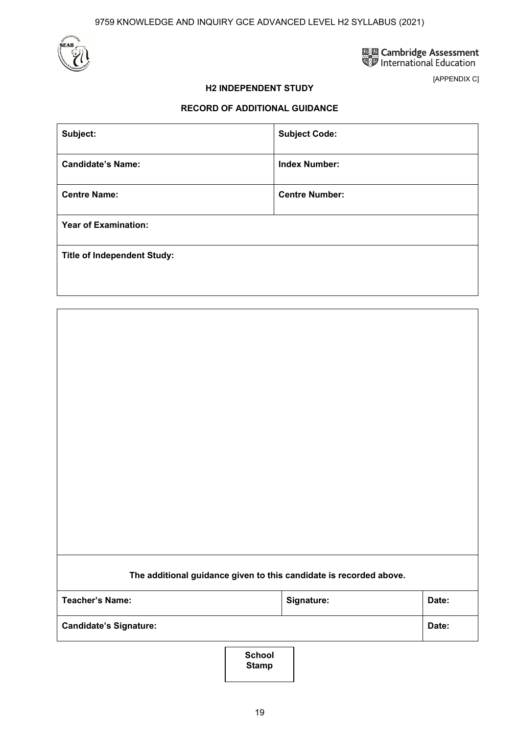[APPENDIX C]

**H2 INDEPENDENT STUDY**

**RECORD OF ADDITIONAL GUIDANCE**

| | |
|---|---|
| **Subject:** | **Subject Code:** |
| **Candidate's Name:** | **Index Number:** |
| **Centre Name:** | **Centre Number:** |
| **Year of Examination:** | |
| **Title of Independent Study:** | |

| | | |
|---|---|---|
| | | |
| **The additional guidance given to this candidate is recorded above.** | | |
| **Teacher's Name:** | **Signature:** | **Date:** |
| **Candidate's Signature:** | | **Date:** |

**School Stamp**